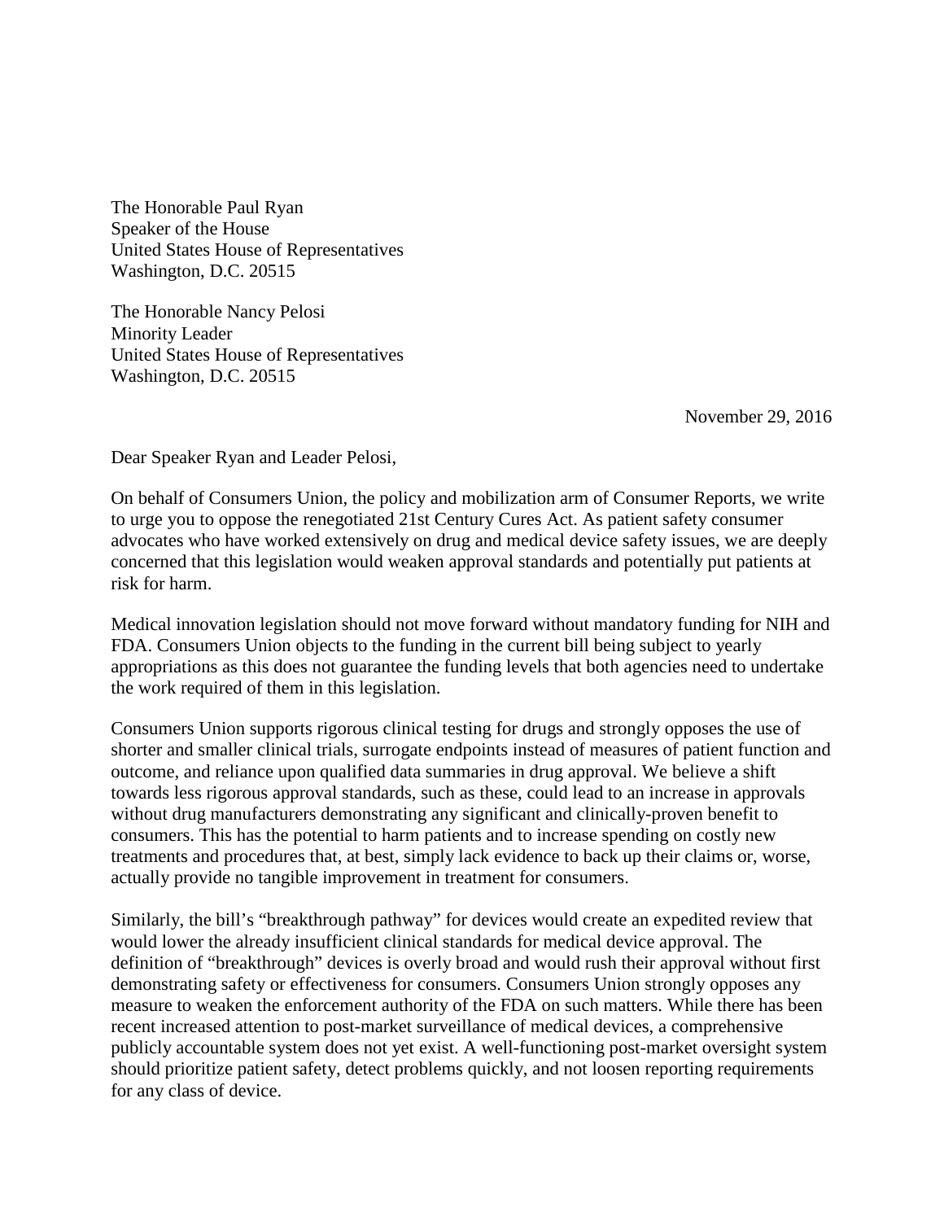The Honorable Paul Ryan
Speaker of the House
United States House of Representatives
Washington, D.C. 20515

The Honorable Nancy Pelosi
Minority Leader
United States House of Representatives
Washington, D.C. 20515

November 29, 2016

Dear Speaker Ryan and Leader Pelosi,

On behalf of Consumers Union, the policy and mobilization arm of Consumer Reports, we write to urge you to oppose the renegotiated 21st Century Cures Act. As patient safety consumer advocates who have worked extensively on drug and medical device safety issues, we are deeply concerned that this legislation would weaken approval standards and potentially put patients at risk for harm.

Medical innovation legislation should not move forward without mandatory funding for NIH and FDA. Consumers Union objects to the funding in the current bill being subject to yearly appropriations as this does not guarantee the funding levels that both agencies need to undertake the work required of them in this legislation.

Consumers Union supports rigorous clinical testing for drugs and strongly opposes the use of shorter and smaller clinical trials, surrogate endpoints instead of measures of patient function and outcome, and reliance upon qualified data summaries in drug approval. We believe a shift towards less rigorous approval standards, such as these, could lead to an increase in approvals without drug manufacturers demonstrating any significant and clinically-proven benefit to consumers. This has the potential to harm patients and to increase spending on costly new treatments and procedures that, at best, simply lack evidence to back up their claims or, worse, actually provide no tangible improvement in treatment for consumers.

Similarly, the bill's "breakthrough pathway" for devices would create an expedited review that would lower the already insufficient clinical standards for medical device approval. The definition of "breakthrough" devices is overly broad and would rush their approval without first demonstrating safety or effectiveness for consumers. Consumers Union strongly opposes any measure to weaken the enforcement authority of the FDA on such matters. While there has been recent increased attention to post-market surveillance of medical devices, a comprehensive publicly accountable system does not yet exist. A well-functioning post-market oversight system should prioritize patient safety, detect problems quickly, and not loosen reporting requirements for any class of device.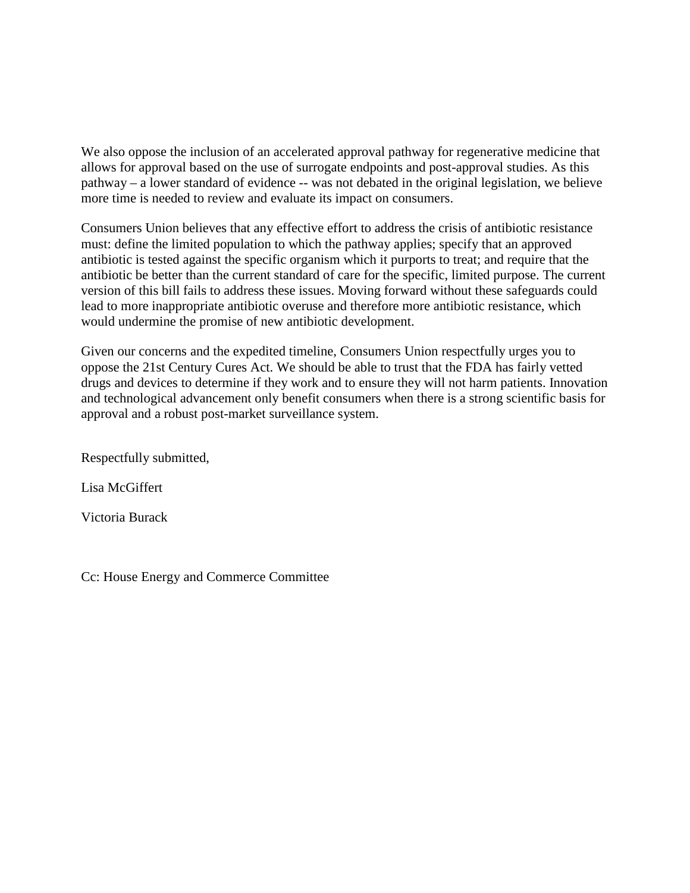We also oppose the inclusion of an accelerated approval pathway for regenerative medicine that allows for approval based on the use of surrogate endpoints and post-approval studies. As this pathway – a lower standard of evidence -- was not debated in the original legislation, we believe more time is needed to review and evaluate its impact on consumers.

Consumers Union believes that any effective effort to address the crisis of antibiotic resistance must: define the limited population to which the pathway applies; specify that an approved antibiotic is tested against the specific organism which it purports to treat; and require that the antibiotic be better than the current standard of care for the specific, limited purpose. The current version of this bill fails to address these issues. Moving forward without these safeguards could lead to more inappropriate antibiotic overuse and therefore more antibiotic resistance, which would undermine the promise of new antibiotic development.

Given our concerns and the expedited timeline, Consumers Union respectfully urges you to oppose the 21st Century Cures Act. We should be able to trust that the FDA has fairly vetted drugs and devices to determine if they work and to ensure they will not harm patients. Innovation and technological advancement only benefit consumers when there is a strong scientific basis for approval and a robust post-market surveillance system.

Respectfully submitted,

Lisa McGiffert

Victoria Burack

Cc: House Energy and Commerce Committee